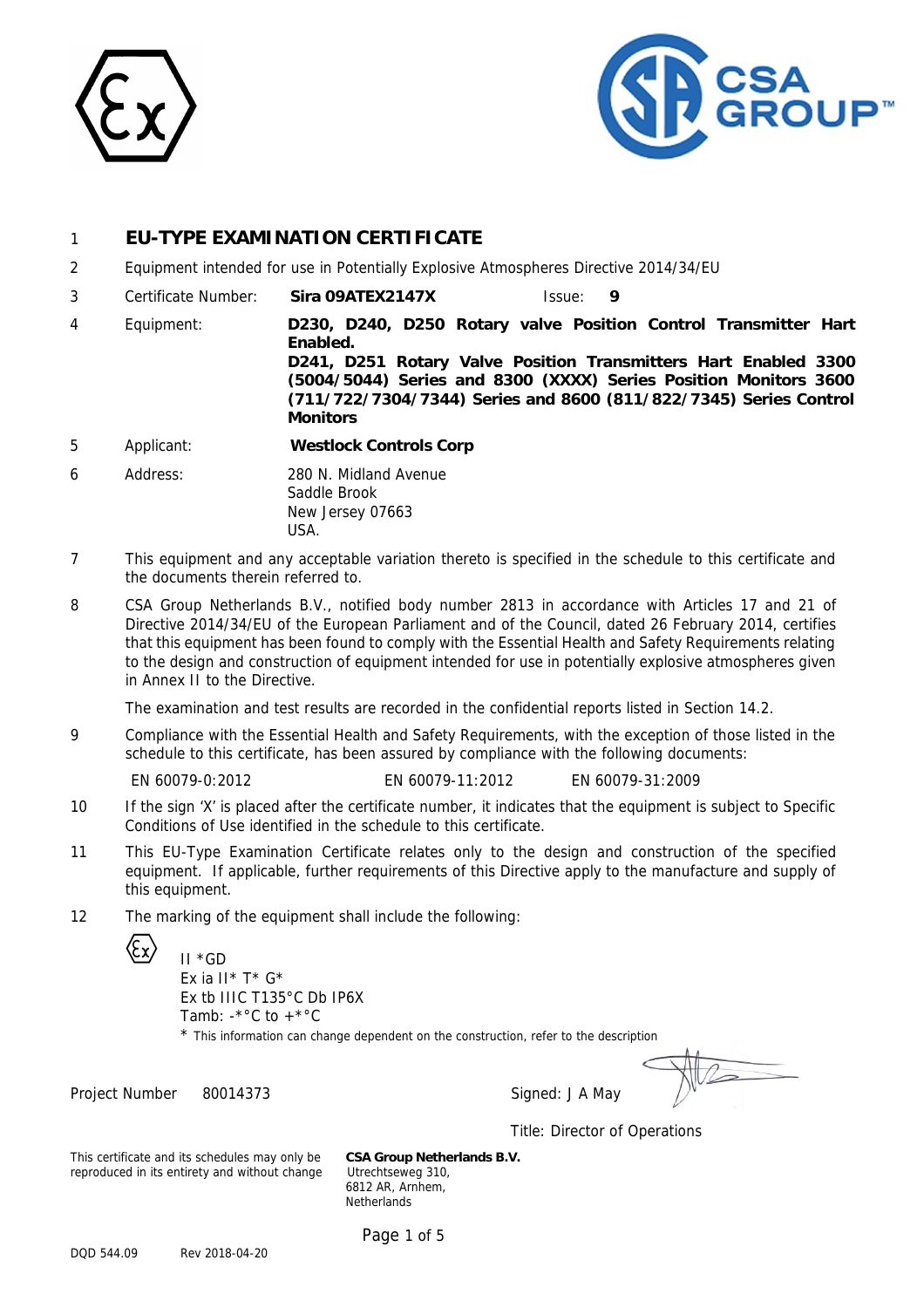1 **EU-TYPE EXAMINATION CERTIFICATE**

2 Equipment intended for use in Potentially Explosive Atmospheres Directive 2014/34/EU

3 Certificate Number: **Sira 09ATEX2147X** Issue: **9**

4 Equipment: **D230, D240, D250 Rotary valve Position Control Transmitter Hart Enabled.**
**D241, D251 Rotary Valve Position Transmitters Hart Enabled 3300 (5004/5044) Series and 8300 (XXXX) Series Position Monitors 3600 (711/722/7304/7344) Series and 8600 (811/822/7345) Series Control Monitors**

5 Applicant: **Westlock Controls Corp**

6 Address: 280 N. Midland Avenue
Saddle Brook
New Jersey 07663
USA.

7 This equipment and any acceptable variation thereto is specified in the schedule to this certificate and the documents therein referred to.

8 CSA Group Netherlands B.V., notified body number 2813 in accordance with Articles 17 and 21 of Directive 2014/34/EU of the European Parliament and of the Council, dated 26 February 2014, certifies that this equipment has been found to comply with the Essential Health and Safety Requirements relating to the design and construction of equipment intended for use in potentially explosive atmospheres given in Annex II to the Directive.

The examination and test results are recorded in the confidential reports listed in Section 14.2.

9 Compliance with the Essential Health and Safety Requirements, with the exception of those listed in the schedule to this certificate, has been assured by compliance with the following documents:

EN 60079-0:2012 EN 60079-11:2012 EN 60079-31:2009

10 If the sign 'X' is placed after the certificate number, it indicates that the equipment is subject to Specific Conditions of Use identified in the schedule to this certificate.

11 This EU-Type Examination Certificate relates only to the design and construction of the specified equipment. If applicable, further requirements of this Directive apply to the manufacture and supply of this equipment.

12 The marking of the equipment shall include the following:

Ex II *GD
Ex ia II* T* G*
Ex tb IIIC T135°C Db IP6X
Tamb: -*°C to +*°C

\* This information can change dependent on the construction, refer to the description

Project Number 80014373

Signed: J A May

Title: Director of Operations

This certificate and its schedules may only be reproduced in its entirety and without change

**CSA Group Netherlands B.V.**
Utrechtseweg 310,
6812 AR, Arnhem,
Netherlands

DQD 544.09 Rev 2018-04-20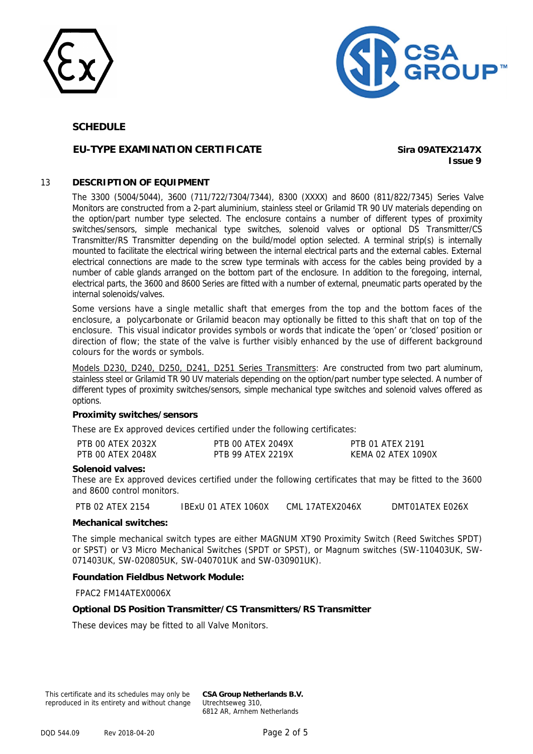## SCHEDULE

**EU-TYPE EXAMINATION CERTIFICATE** **Sira 09ATEX2147X**
**Issue 9**

### 13 DESCRIPTION OF EQUIPMENT

The 3300 (5004/5044), 3600 (711/722/7304/7344), 8300 (XXXX) and 8600 (811/822/7345) Series Valve Monitors are constructed from a 2-part aluminium, stainless steel or Grilamid TR 90 UV materials depending on the option/part number type selected. The enclosure contains a number of different types of proximity switches/sensors, simple mechanical type switches, solenoid valves or optional DS Transmitter/CS Transmitter/RS Transmitter depending on the build/model option selected. A terminal strip(s) is internally mounted to facilitate the electrical wiring between the internal electrical parts and the external cables. External electrical connections are made to the screw type terminals with access for the cables being provided by a number of cable glands arranged on the bottom part of the enclosure. In addition to the foregoing, internal, electrical parts, the 3600 and 8600 Series are fitted with a number of external, pneumatic parts operated by the internal solenoids/valves.

Some versions have a single metallic shaft that emerges from the top and the bottom faces of the enclosure, a polycarbonate or Grilamid beacon may optionally be fitted to this shaft that on top of the enclosure. This visual indicator provides symbols or words that indicate the 'open' or 'closed' position or direction of flow; the state of the valve is further visibly enhanced by the use of different background colours for the words or symbols.

Models D230, D240, D250, D241, D251 Series Transmitters: Are constructed from two part aluminum, stainless steel or Grilamid TR 90 UV materials depending on the option/part number type selected. A number of different types of proximity switches/sensors, simple mechanical type switches and solenoid valves offered as options.

**Proximity switches/sensors**

These are Ex approved devices certified under the following certificates:

| | | |
|---|---|---|
| PTB 00 ATEX 2032X | PTB 00 ATEX 2049X | PTB 01 ATEX 2191 |
| PTB 00 ATEX 2048X | PTB 99 ATEX 2219X | KEMA 02 ATEX 1090X |

**Solenoid valves:**

These are Ex approved devices certified under the following certificates that may be fitted to the 3600 and 8600 control monitors.

| | | | |
|---|---|---|---|
| PTB 02 ATEX 2154 | IBExU 01 ATEX 1060X | CML 17ATEX2046X | DMT01ATEX E026X |

**Mechanical switches:**

The simple mechanical switch types are either MAGNUM XT90 Proximity Switch (Reed Switches SPDT) or SPST) or V3 Micro Mechanical Switches (SPDT or SPST), or Magnum switches (SW-110403UK, SW-071403UK, SW-020805UK, SW-040701UK and SW-030901UK).

**Foundation Fieldbus Network Module:**

FPAC2 FM14ATEX0006X

**Optional DS Position Transmitter/CS Transmitters/RS Transmitter**

These devices may be fitted to all Valve Monitors.

This certificate and its schedules may only be reproduced in its entirety and without change

**CSA Group Netherlands B.V.**
Utrechtseweg 310,
6812 AR, Arnhem Netherlands

DQD 544.09 Rev 2018-04-20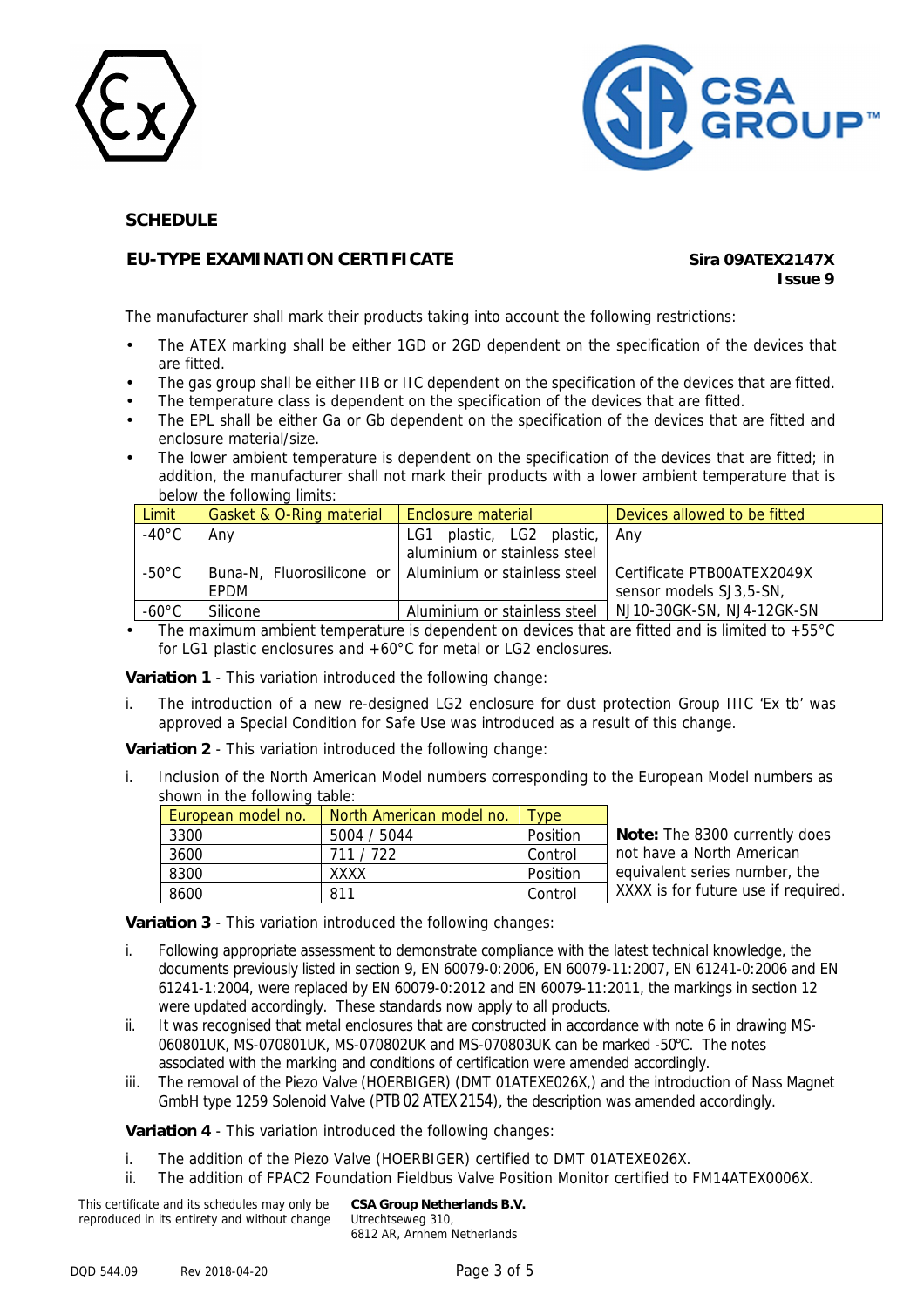## SCHEDULE

## EU-TYPE EXAMINATION CERTIFICATE

**Sira 09ATEX2147X**
**Issue 9**

The manufacturer shall mark their products taking into account the following restrictions:

- The ATEX marking shall be either 1GD or 2GD dependent on the specification of the devices that are fitted.
- The gas group shall be either IIB or IIC dependent on the specification of the devices that are fitted.
- The temperature class is dependent on the specification of the devices that are fitted.
- The EPL shall be either Ga or Gb dependent on the specification of the devices that are fitted and enclosure material/size.
- The lower ambient temperature is dependent on the specification of the devices that are fitted; in addition, the manufacturer shall not mark their products with a lower ambient temperature that is below the following limits:

| Limit | Gasket & O-Ring material | Enclosure material | Devices allowed to be fitted |
|---|---|---|---|
| -40°C | Any | LG1 plastic, LG2 plastic, aluminium or stainless steel | Any |
| -50°C | Buna-N, Fluorosilicone or EPDM | Aluminium or stainless steel | Certificate PTB00ATEX2049X sensor models SJ3,5-SN, |
| -60°C | Silicone | Aluminium or stainless steel | NJ10-30GK-SN, NJ4-12GK-SN |

- The maximum ambient temperature is dependent on devices that are fitted and is limited to +55°C for LG1 plastic enclosures and +60°C for metal or LG2 enclosures.

**Variation 1** - This variation introduced the following change:

i. The introduction of a new re-designed LG2 enclosure for dust protection Group IIIC 'Ex tb' was approved a Special Condition for Safe Use was introduced as a result of this change.

**Variation 2** - This variation introduced the following change:

i. Inclusion of the North American Model numbers corresponding to the European Model numbers as shown in the following table:

| European model no. | North American model no. | Type |
|---|---|---|
| 3300 | 5004 / 5044 | Position |
| 3600 | 711 / 722 | Control |
| 8300 | XXXX | Position |
| 8600 | 811 | Control |

**Note:** The 8300 currently does not have a North American equivalent series number, the XXXX is for future use if required.

**Variation 3** - This variation introduced the following changes:

i. Following appropriate assessment to demonstrate compliance with the latest technical knowledge, the documents previously listed in section 9, EN 60079-0:2006, EN 60079-11:2007, EN 61241-0:2006 and EN 61241-1:2004, were replaced by EN 60079-0:2012 and EN 60079-11:2011, the markings in section 12 were updated accordingly. These standards now apply to all products.

ii. It was recognised that metal enclosures that are constructed in accordance with note 6 in drawing MS-060801UK, MS-070801UK, MS-070802UK and MS-070803UK can be marked -50°C. The notes associated with the marking and conditions of certification were amended accordingly.

iii. The removal of the Piezo Valve (HOERBIGER) (DMT 01ATEXE026X,) and the introduction of Nass Magnet GmbH type 1259 Solenoid Valve (PTB 02 ATEX 2154), the description was amended accordingly.

**Variation 4** - This variation introduced the following changes:

i. The addition of the Piezo Valve (HOERBIGER) certified to DMT 01ATEXE026X.

ii. The addition of FPAC2 Foundation Fieldbus Valve Position Monitor certified to FM14ATEX0006X.

This certificate and its schedules may only be reproduced in its entirety and without change

**CSA Group Netherlands B.V.**
Utrechtseweg 310,
6812 AR, Arnhem Netherlands

DQD 544.09 Rev 2018-04-20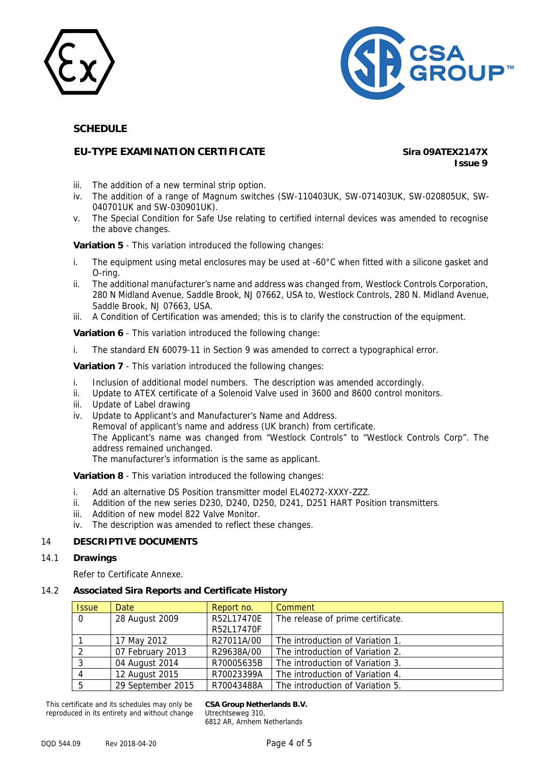## SCHEDULE

## EU-TYPE EXAMINATION CERTIFICATE

**Sira 09ATEX2147X**
**Issue 9**

iii. The addition of a new terminal strip option.
iv. The addition of a range of Magnum switches (SW-110403UK, SW-071403UK, SW-020805UK, SW-040701UK and SW-030901UK).
v. The Special Condition for Safe Use relating to certified internal devices was amended to recognise the above changes.

**Variation 5** - This variation introduced the following changes:

i. The equipment using metal enclosures may be used at -60°C when fitted with a silicone gasket and O-ring.
ii. The additional manufacturer's name and address was changed from, Westlock Controls Corporation, 280 N Midland Avenue, Saddle Brook, NJ 07662, USA to, Westlock Controls, 280 N. Midland Avenue, Saddle Brook, NJ 07663, USA.
iii. A Condition of Certification was amended; this is to clarify the construction of the equipment.

**Variation 6** - This variation introduced the following change:

i. The standard EN 60079-11 in Section 9 was amended to correct a typographical error.

**Variation 7** - This variation introduced the following changes:

i. Inclusion of additional model numbers. The description was amended accordingly.
ii. Update to ATEX certificate of a Solenoid Valve used in 3600 and 8600 control monitors.
iii. Update of Label drawing
iv. Update to Applicant's and Manufacturer's Name and Address.
Removal of applicant's name and address (UK branch) from certificate.
The Applicant's name was changed from "Westlock Controls" to "Westlock Controls Corp". The address remained unchanged.
The manufacturer's information is the same as applicant.

**Variation 8** - This variation introduced the following changes:

i. Add an alternative DS Position transmitter model EL40272-XXXY-ZZZ.
ii. Addition of the new series D230, D240, D250, D241, D251 HART Position transmitters.
iii. Addition of new model 822 Valve Monitor.
iv. The description was amended to reflect these changes.

## 14 DESCRIPTIVE DOCUMENTS

### 14.1 Drawings

Refer to Certificate Annexe.

### 14.2 Associated Sira Reports and Certificate History

| Issue | Date | Report no. | Comment |
|---|---|---|---|
| 0 | 28 August 2009 | R52L17470E<br>R52L17470F | The release of prime certificate. |
| 1 | 17 May 2012 | R27011A/00 | The introduction of Variation 1. |
| 2 | 07 February 2013 | R29638A/00 | The introduction of Variation 2. |
| 3 | 04 August 2014 | R70005635B | The introduction of Variation 3. |
| 4 | 12 August 2015 | R70023399A | The introduction of Variation 4. |
| 5 | 29 September 2015 | R70043488A | The introduction of Variation 5. |

This certificate and its schedules may only be reproduced in its entirety and without change

**CSA Group Netherlands B.V.**
Utrechtseweg 310,
6812 AR, Arnhem Netherlands

DQD 544.09 Rev 2018-04-20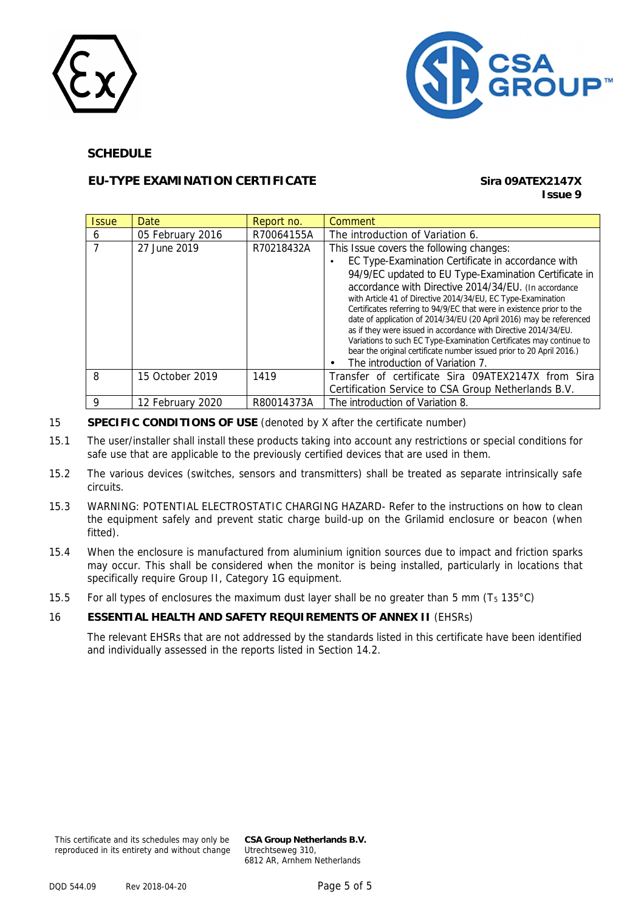## SCHEDULE

### EU-TYPE EXAMINATION CERTIFICATE

**Sira 09ATEX2147X**
**Issue 9**

| Issue | Date | Report no. | Comment |
|---|---|---|---|
| 6 | 05 February 2016 | R70064155A | The introduction of Variation 6. |
| 7 | 27 June 2019 | R70218432A | This Issue covers the following changes:<br>• EC Type-Examination Certificate in accordance with 94/9/EC updated to EU Type-Examination Certificate in accordance with Directive 2014/34/EU. (In accordance with Article 41 of Directive 2014/34/EU, EC Type-Examination Certificates referring to 94/9/EC that were in existence prior to the date of application of 2014/34/EU (20 April 2016) may be referenced as if they were issued in accordance with Directive 2014/34/EU. Variations to such EC Type-Examination Certificates may continue to bear the original certificate number issued prior to 20 April 2016.)<br>• The introduction of Variation 7. |
| 8 | 15 October 2019 | 1419 | Transfer of certificate Sira 09ATEX2147X from Sira Certification Service to CSA Group Netherlands B.V. |
| 9 | 12 February 2020 | R80014373A | The introduction of Variation 8. |

15 **SPECIFIC CONDITIONS OF USE** (denoted by X after the certificate number)

15.1 The user/installer shall install these products taking into account any restrictions or special conditions for safe use that are applicable to the previously certified devices that are used in them.

15.2 The various devices (switches, sensors and transmitters) shall be treated as separate intrinsically safe circuits.

15.3 WARNING: POTENTIAL ELECTROSTATIC CHARGING HAZARD- Refer to the instructions on how to clean the equipment safely and prevent static charge build-up on the Grilamid enclosure or beacon (when fitted).

15.4 When the enclosure is manufactured from aluminium ignition sources due to impact and friction sparks may occur. This shall be considered when the monitor is being installed, particularly in locations that specifically require Group II, Category 1G equipment.

15.5 For all types of enclosures the maximum dust layer shall be no greater than 5 mm ($T_5$ 135°C)

16 **ESSENTIAL HEALTH AND SAFETY REQUIREMENTS OF ANNEX II** (EHSRs)

The relevant EHSRs that are not addressed by the standards listed in this certificate have been identified and individually assessed in the reports listed in Section 14.2.

This certificate and its schedules may only be reproduced in its entirety and without change

**CSA Group Netherlands B.V.**
Utrechtseweg 310,
6812 AR, Arnhem Netherlands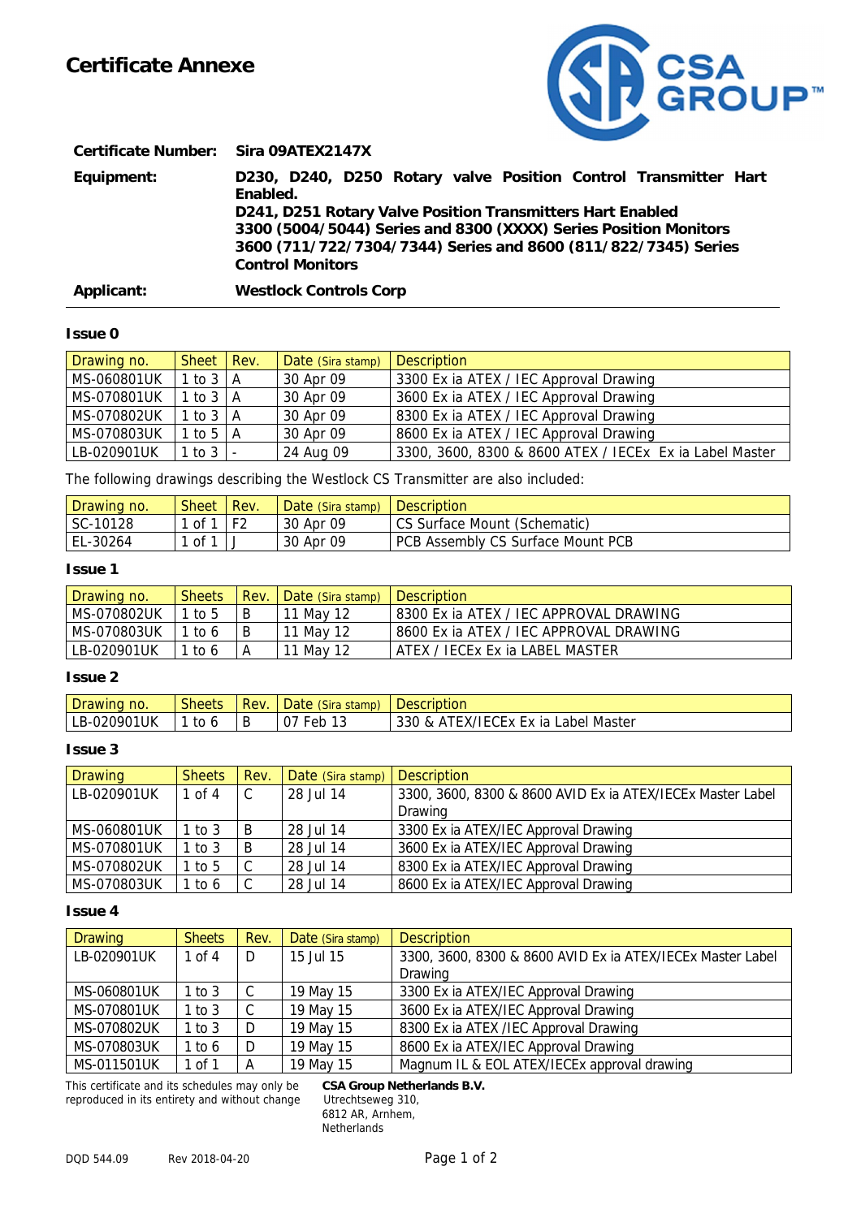# Certificate Annexe

| | |
|---|---|
| **Certificate Number:** | **Sira 09ATEX2147X** |
| **Equipment:** | **D230, D240, D250 Rotary valve Position Control Transmitter Hart Enabled.**<br>**D241, D251 Rotary Valve Position Transmitters Hart Enabled**<br>**3300 (5004/5044) Series and 8300 (XXXX) Series Position Monitors**<br>**3600 (711/722/7304/7344) Series and 8600 (811/822/7345) Series Control Monitors** |
| **Applicant:** | **Westlock Controls Corp** |

**Issue 0**

| Drawing no. | Sheet | Rev. | Date (Sira stamp) | Description |
|---|---|---|---|---|
| MS-060801UK | 1 to 3 | A | 30 Apr 09 | 3300 Ex ia ATEX / IEC Approval Drawing |
| MS-070801UK | 1 to 3 | A | 30 Apr 09 | 3600 Ex ia ATEX / IEC Approval Drawing |
| MS-070802UK | 1 to 3 | A | 30 Apr 09 | 8300 Ex ia ATEX / IEC Approval Drawing |
| MS-070803UK | 1 to 5 | A | 30 Apr 09 | 8600 Ex ia ATEX / IEC Approval Drawing |
| LB-020901UK | 1 to 3 | - | 24 Aug 09 | 3300, 3600, 8300 & 8600 ATEX / IECEx Ex ia Label Master |

The following drawings describing the Westlock CS Transmitter are also included:

| Drawing no. | Sheet | Rev. | Date (Sira stamp) | Description |
|---|---|---|---|---|
| SC-10128 | 1 of 1 | F2 | 30 Apr 09 | CS Surface Mount (Schematic) |
| EL-30264 | 1 of 1 | J | 30 Apr 09 | PCB Assembly CS Surface Mount PCB |

**Issue 1**

| Drawing no. | Sheets | Rev. | Date (Sira stamp) | Description |
|---|---|---|---|---|
| MS-070802UK | 1 to 5 | B | 11 May 12 | 8300 Ex ia ATEX / IEC APPROVAL DRAWING |
| MS-070803UK | 1 to 6 | B | 11 May 12 | 8600 Ex ia ATEX / IEC APPROVAL DRAWING |
| LB-020901UK | 1 to 6 | A | 11 May 12 | ATEX / IECEx Ex ia LABEL MASTER |

**Issue 2**

| Drawing no. | Sheets | Rev. | Date (Sira stamp) | Description |
|---|---|---|---|---|
| LB-020901UK | 1 to 6 | B | 07 Feb 13 | 330 & ATEX/IECEx Ex ia Label Master |

**Issue 3**

| Drawing | Sheets | Rev. | Date (Sira stamp) | Description |
|---|---|---|---|---|
| LB-020901UK | 1 of 4 | C | 28 Jul 14 | 3300, 3600, 8300 & 8600 AVID Ex ia ATEX/IECEx Master Label Drawing |
| MS-060801UK | 1 to 3 | B | 28 Jul 14 | 3300 Ex ia ATEX/IEC Approval Drawing |
| MS-070801UK | 1 to 3 | B | 28 Jul 14 | 3600 Ex ia ATEX/IEC Approval Drawing |
| MS-070802UK | 1 to 5 | C | 28 Jul 14 | 8300 Ex ia ATEX/IEC Approval Drawing |
| MS-070803UK | 1 to 6 | C | 28 Jul 14 | 8600 Ex ia ATEX/IEC Approval Drawing |

**Issue 4**

| Drawing | Sheets | Rev. | Date (Sira stamp) | Description |
|---|---|---|---|---|
| LB-020901UK | 1 of 4 | D | 15 Jul 15 | 3300, 3600, 8300 & 8600 AVID Ex ia ATEX/IECEx Master Label Drawing |
| MS-060801UK | 1 to 3 | C | 19 May 15 | 3300 Ex ia ATEX/IEC Approval Drawing |
| MS-070801UK | 1 to 3 | C | 19 May 15 | 3600 Ex ia ATEX/IEC Approval Drawing |
| MS-070802UK | 1 to 3 | D | 19 May 15 | 8300 Ex ia ATEX /IEC Approval Drawing |
| MS-070803UK | 1 to 6 | D | 19 May 15 | 8600 Ex ia ATEX/IEC Approval Drawing |
| MS-011501UK | 1 of 1 | A | 19 May 15 | Magnum IL & EOL ATEX/IECEx approval drawing |

This certificate and its schedules may only be reproduced in its entirety and without change

**CSA Group Netherlands B.V.**
Utrechtseweg 310,
6812 AR, Arnhem,
Netherlands

DQD 544.09 Rev 2018-04-20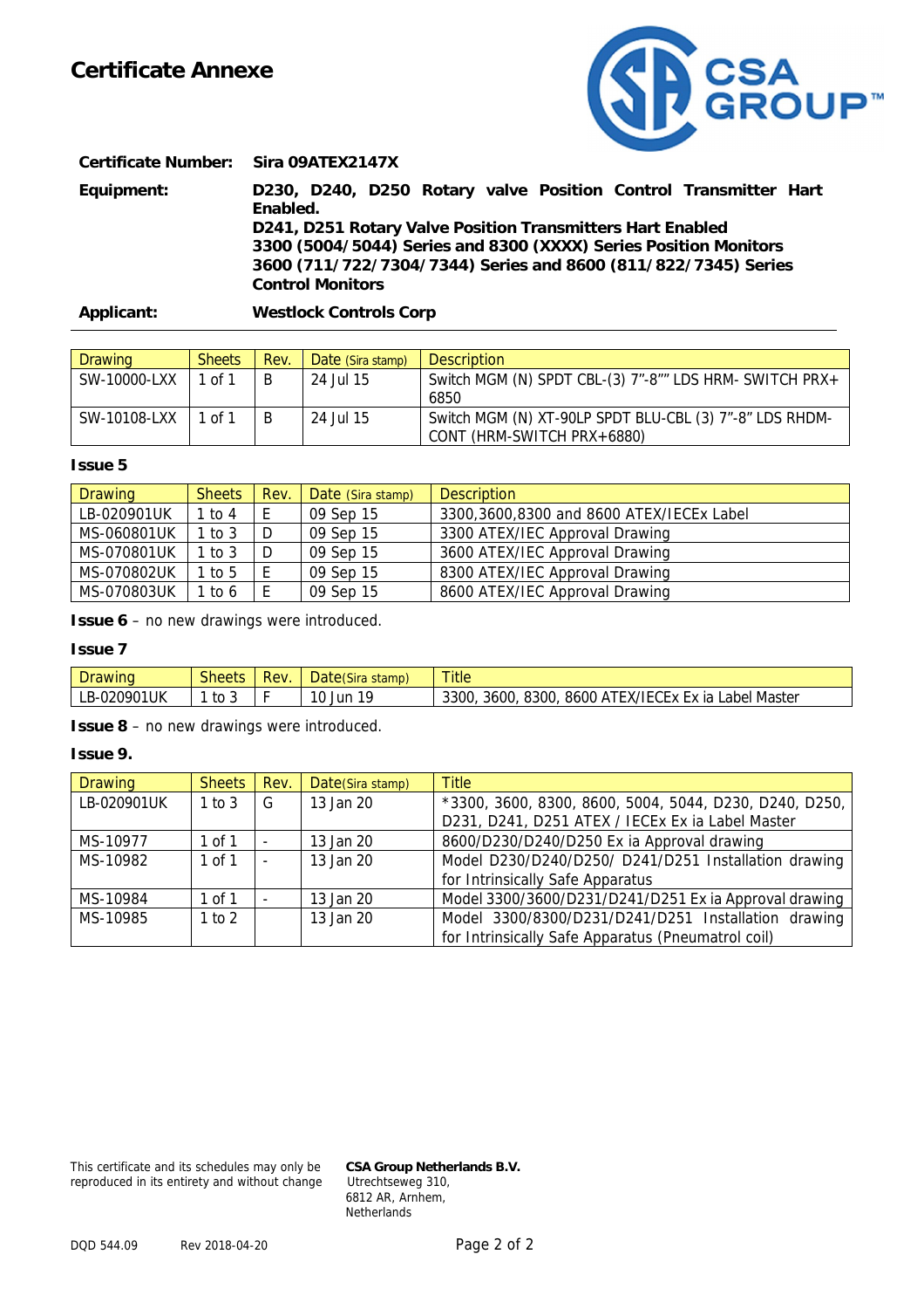## Certificate Annexe

**Certificate Number:** **Sira 09ATEX2147X**

**Equipment:** **D230, D240, D250 Rotary valve Position Control Transmitter Hart Enabled.**
**D241, D251 Rotary Valve Position Transmitters Hart Enabled**
**3300 (5004/5044) Series and 8300 (XXXX) Series Position Monitors**
**3600 (711/722/7304/7344) Series and 8600 (811/822/7345) Series Control Monitors**

**Applicant:** **Westlock Controls Corp**

| Drawing | Sheets | Rev. | Date (Sira stamp) | Description |
|---|---|---|---|---|
| SW-10000-LXX | 1 of 1 | B | 24 Jul 15 | Switch MGM (N) SPDT CBL-(3) 7"-8"" LDS HRM- SWITCH PRX+ 6850 |
| SW-10108-LXX | 1 of 1 | B | 24 Jul 15 | Switch MGM (N) XT-90LP SPDT BLU-CBL (3) 7"-8" LDS RHDM-CONT (HRM-SWITCH PRX+6880) |

**Issue 5**

| Drawing | Sheets | Rev. | Date (Sira stamp) | Description |
|---|---|---|---|---|
| LB-020901UK | 1 to 4 | E | 09 Sep 15 | 3300,3600,8300 and 8600 ATEX/IECEx Label |
| MS-060801UK | 1 to 3 | D | 09 Sep 15 | 3300 ATEX/IEC Approval Drawing |
| MS-070801UK | 1 to 3 | D | 09 Sep 15 | 3600 ATEX/IEC Approval Drawing |
| MS-070802UK | 1 to 5 | E | 09 Sep 15 | 8300 ATEX/IEC Approval Drawing |
| MS-070803UK | 1 to 6 | E | 09 Sep 15 | 8600 ATEX/IEC Approval Drawing |

**Issue 6** – no new drawings were introduced.

**Issue 7**

| Drawing | Sheets | Rev. | Date(Sira stamp) | Title |
|---|---|---|---|---|
| LB-020901UK | 1 to 3 | F | 10 Jun 19 | 3300, 3600, 8300, 8600 ATEX/IECEx Ex ia Label Master |

**Issue 8** – no new drawings were introduced.

**Issue 9.**

| Drawing | Sheets | Rev. | Date(Sira stamp) | Title |
|---|---|---|---|---|
| LB-020901UK | 1 to 3 | G | 13 Jan 20 | *3300, 3600, 8300, 8600, 5004, 5044, D230, D240, D250, D231, D241, D251 ATEX / IECEx Ex ia Label Master |
| MS-10977 | 1 of 1 | - | 13 Jan 20 | 8600/D230/D240/D250 Ex ia Approval drawing |
| MS-10982 | 1 of 1 | - | 13 Jan 20 | Model D230/D240/D250/ D241/D251 Installation drawing for Intrinsically Safe Apparatus |
| MS-10984 | 1 of 1 | - | 13 Jan 20 | Model 3300/3600/D231/D241/D251 Ex ia Approval drawing |
| MS-10985 | 1 to 2 | | 13 Jan 20 | Model 3300/8300/D231/D241/D251 Installation drawing for Intrinsically Safe Apparatus (Pneumatrol coil) |

This certificate and its schedules may only be reproduced in its entirety and without change

**CSA Group Netherlands B.V.**
Utrechtseweg 310,
6812 AR, Arnhem,
Netherlands

DQD 544.09 Rev 2018-04-20